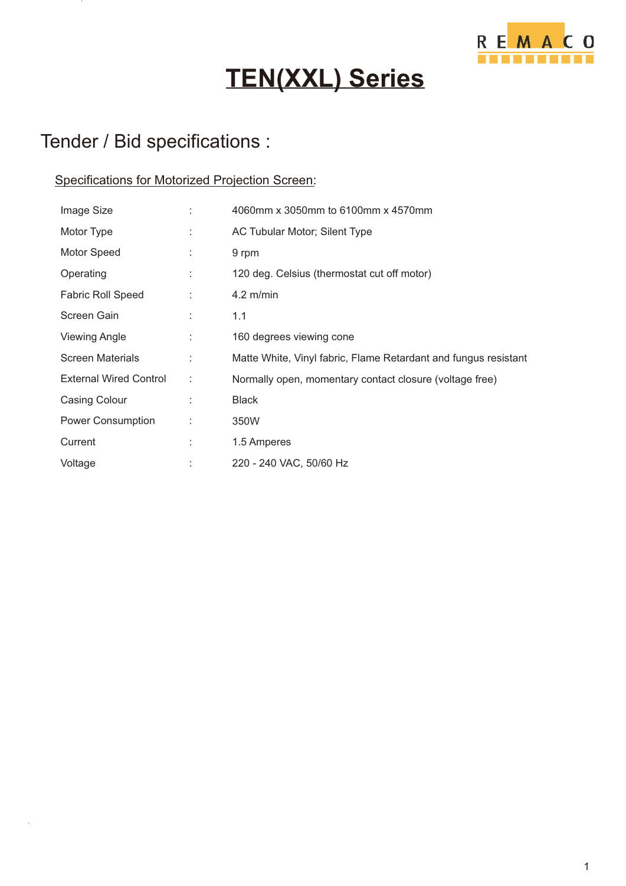REMACO

# TEN(XXL) Series

## Tender / Bid specifications :

### Specifications for Motorized Projection Screen:

| | | |
|---|---|---|
| Image Size | : | 4060mm x 3050mm to 6100mm x 4570mm |
| Motor Type | : | AC Tubular Motor; Silent Type |
| Motor Speed | : | 9 rpm |
| Operating | : | 120 deg. Celsius (thermostat cut off motor) |
| Fabric Roll Speed | : | 4.2 m/min |
| Screen Gain | : | 1.1 |
| Viewing Angle | : | 160 degrees viewing cone |
| Screen Materials | : | Matte White, Vinyl fabric, Flame Retardant and fungus resistant |
| External Wired Control | : | Normally open, momentary contact closure (voltage free) |
| Casing Colour | : | Black |
| Power Consumption | : | 350W |
| Current | : | 1.5 Amperes |
| Voltage | : | 220 - 240 VAC, 50/60 Hz |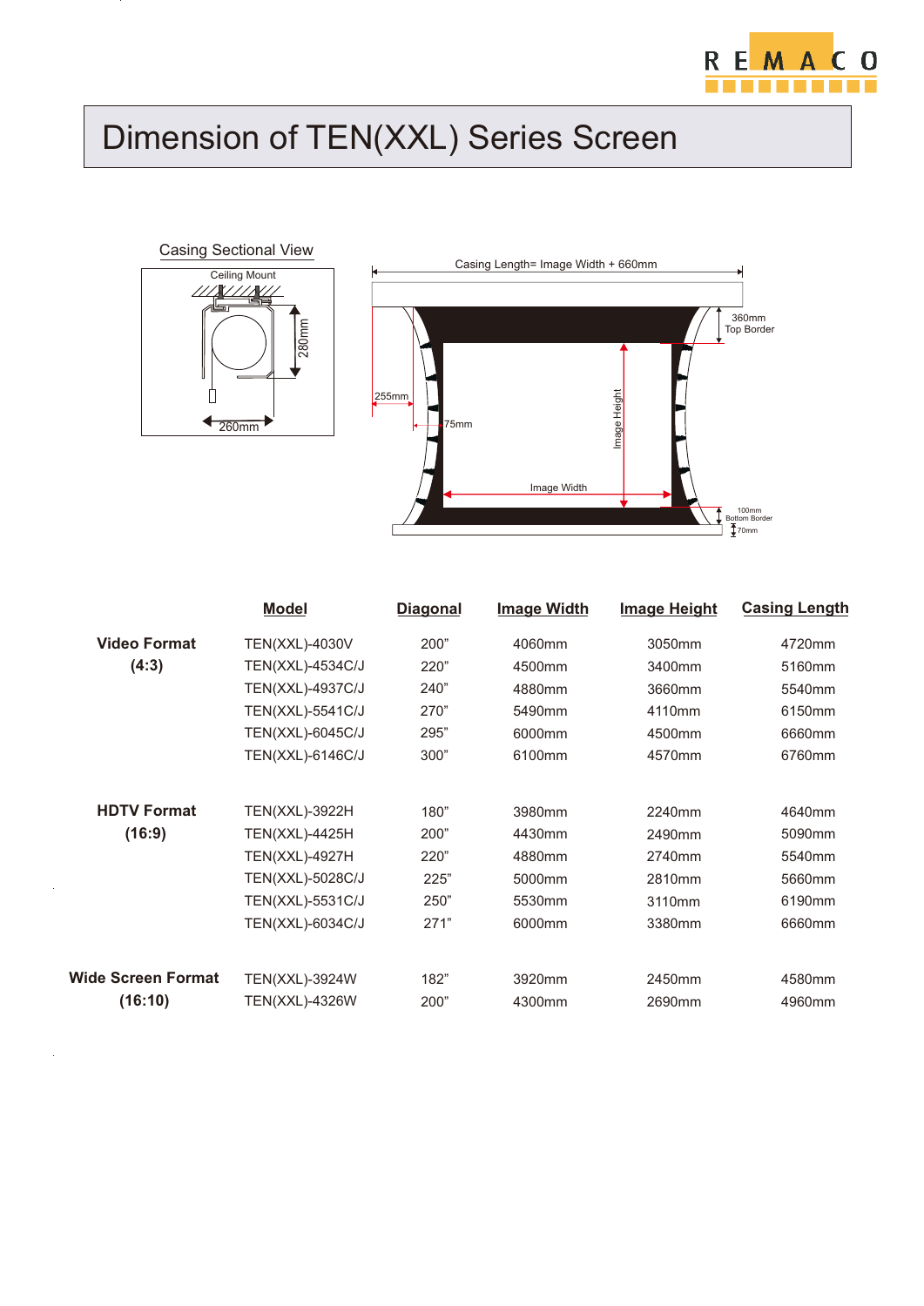# Dimension of TEN(XXL) Series Screen

Casing Sectional View

Ceiling Mount

280mm

260mm

Casing Length= Image Width + 660mm

360mm Top Border

255mm

75mm

Image Height

Image Width

100mm Bottom Border

70mm

| | Model | Diagonal | Image Width | Image Height | Casing Length |
|---|---|---|---|---|---|
| **Video Format (4:3)** | TEN(XXL)-4030V | 200” | 4060mm | 3050mm | 4720mm |
| | TEN(XXL)-4534C/J | 220” | 4500mm | 3400mm | 5160mm |
| | TEN(XXL)-4937C/J | 240” | 4880mm | 3660mm | 5540mm |
| | TEN(XXL)-5541C/J | 270” | 5490mm | 4110mm | 6150mm |
| | TEN(XXL)-6045C/J | 295” | 6000mm | 4500mm | 6660mm |
| | TEN(XXL)-6146C/J | 300” | 6100mm | 4570mm | 6760mm |
| **HDTV Format (16:9)** | TEN(XXL)-3922H | 180” | 3980mm | 2240mm | 4640mm |
| | TEN(XXL)-4425H | 200” | 4430mm | 2490mm | 5090mm |
| | TEN(XXL)-4927H | 220” | 4880mm | 2740mm | 5540mm |
| | TEN(XXL)-5028C/J | 225” | 5000mm | 2810mm | 5660mm |
| | TEN(XXL)-5531C/J | 250” | 5530mm | 3110mm | 6190mm |
| | TEN(XXL)-6034C/J | 271” | 6000mm | 3380mm | 6660mm |
| **Wide Screen Format (16:10)** | TEN(XXL)-3924W | 182” | 3920mm | 2450mm | 4580mm |
| | TEN(XXL)-4326W | 200” | 4300mm | 2690mm | 4960mm |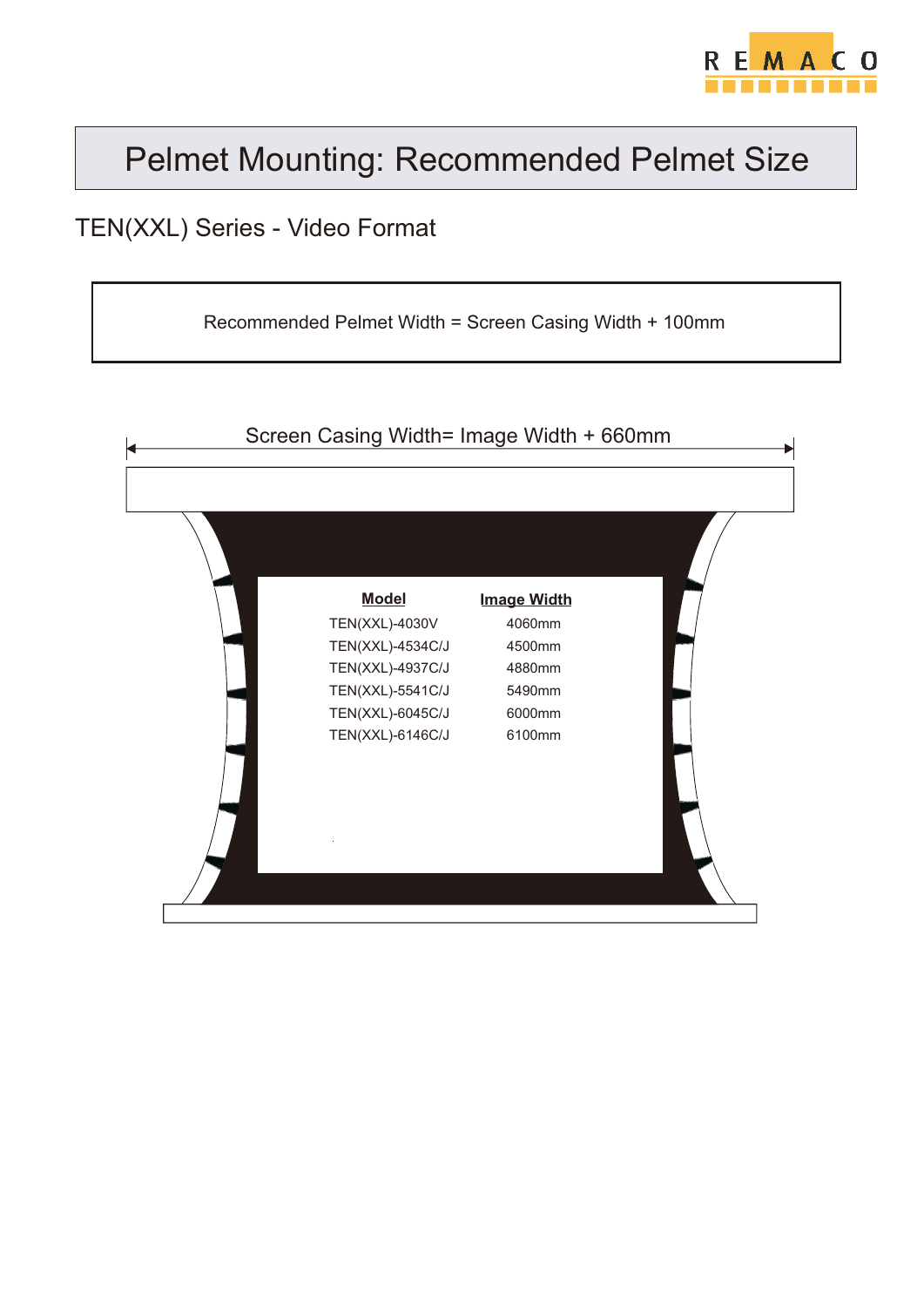# Pelmet Mounting: Recommended Pelmet Size

## TEN(XXL) Series - Video Format

Recommended Pelmet Width = Screen Casing Width + 100mm

Screen Casing Width= Image Width + 660mm

| Model | Image Width |
|---|---|
| TEN(XXL)-4030V | 4060mm |
| TEN(XXL)-4534C/J | 4500mm |
| TEN(XXL)-4937C/J | 4880mm |
| TEN(XXL)-5541C/J | 5490mm |
| TEN(XXL)-6045C/J | 6000mm |
| TEN(XXL)-6146C/J | 6100mm |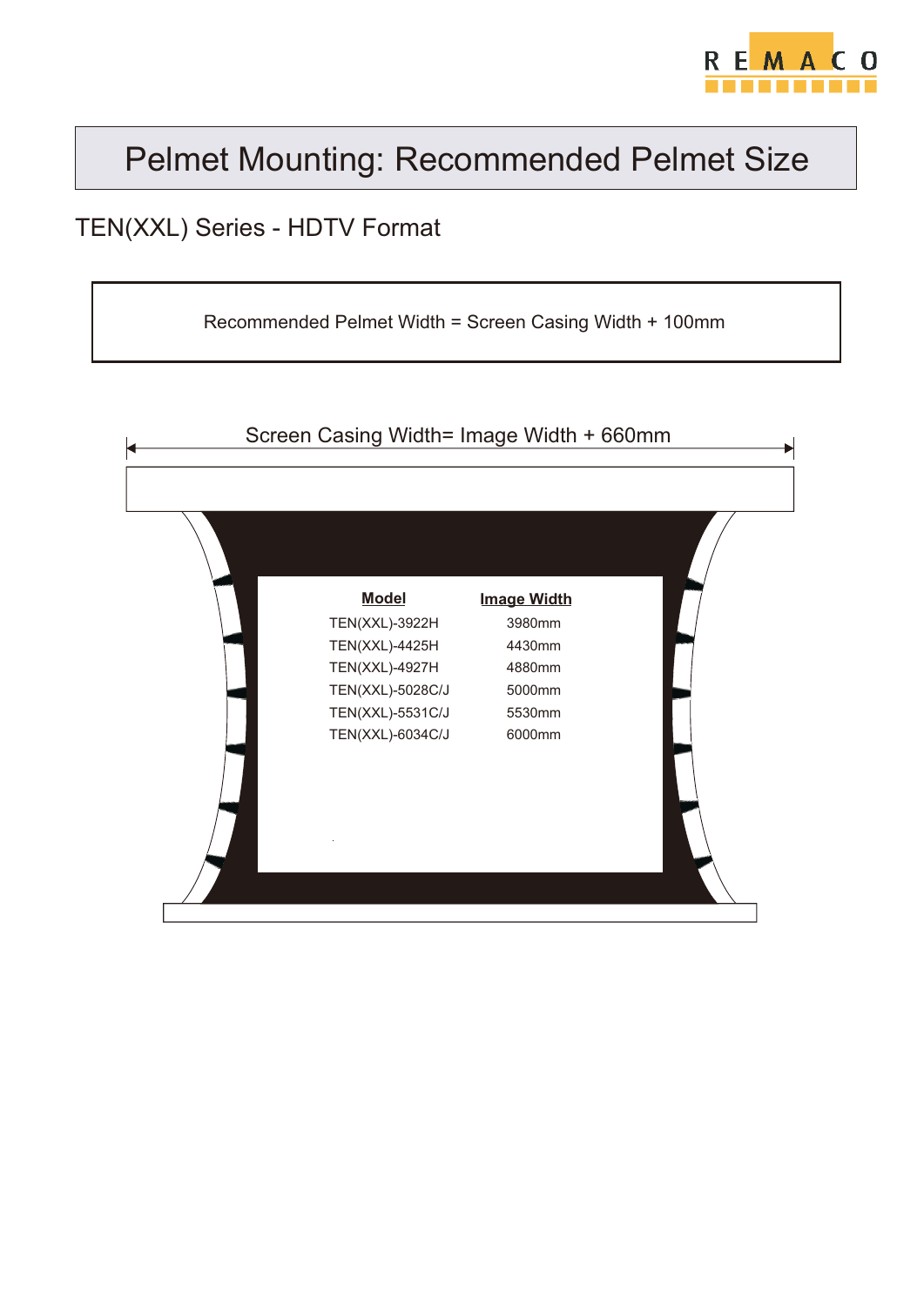# Pelmet Mounting: Recommended Pelmet Size

## TEN(XXL) Series - HDTV Format

Recommended Pelmet Width = Screen Casing Width + 100mm

Screen Casing Width= Image Width + 660mm

| Model | Image Width |
|---|---|
| TEN(XXL)-3922H | 3980mm |
| TEN(XXL)-4425H | 4430mm |
| TEN(XXL)-4927H | 4880mm |
| TEN(XXL)-5028C/J | 5000mm |
| TEN(XXL)-5531C/J | 5530mm |
| TEN(XXL)-6034C/J | 6000mm |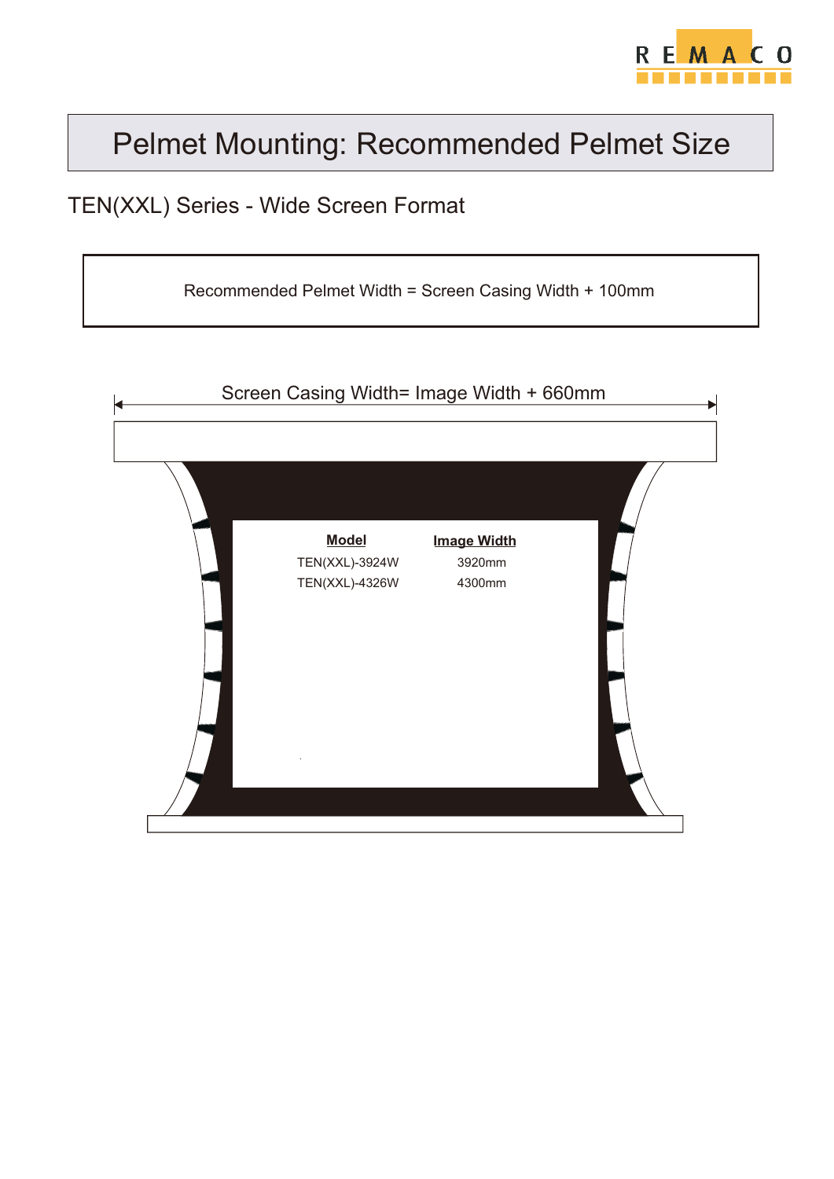# Pelmet Mounting: Recommended Pelmet Size

## TEN(XXL) Series - Wide Screen Format

Recommended Pelmet Width = Screen Casing Width + 100mm

Screen Casing Width= Image Width + 660mm

| Model | Image Width |
|---|---|
| TEN(XXL)-3924W | 3920mm |
| TEN(XXL)-4326W | 4300mm |